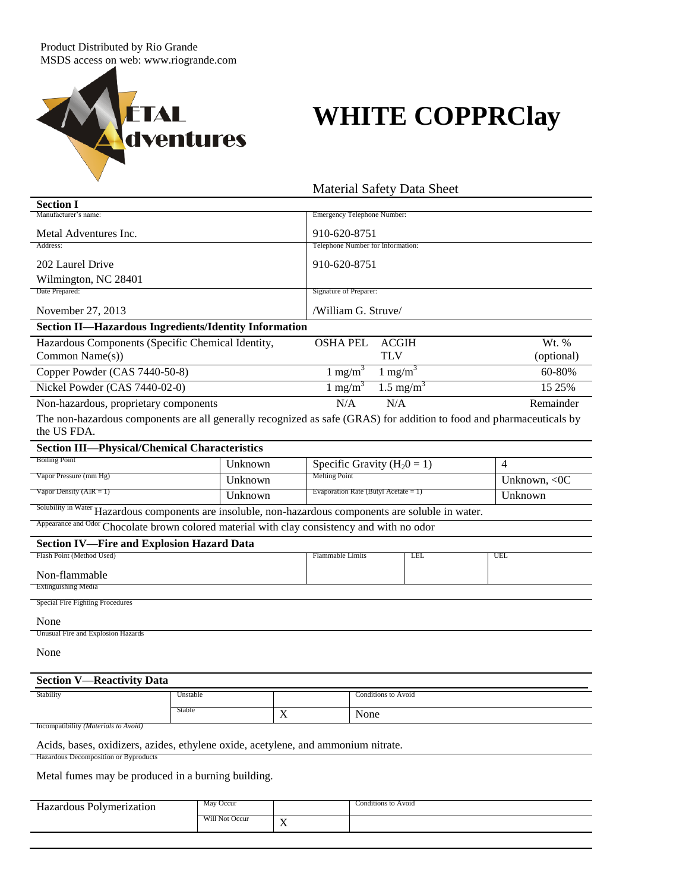Product Distributed by Rio Grande
MSDS access on web: www.riogrande.com

METAL Adventures

# WHITE COPPRClay

Material Safety Data Sheet

## Section I

| Manufacturer's name: | Emergency Telephone Number: |
|---|---|
| Metal Adventures Inc. | 910-620-8751 |
| **Address:** | **Telephone Number for Information:** |
| 202 Laurel Drive<br>Wilmington, NC 28401 | 910-620-8751 |
| **Date Prepared:** | **Signature of Preparer:** |
| November 27, 2013 | /William G. Struve/ |

## Section II—Hazardous Ingredients/Identity Information

| Hazardous Components (Specific Chemical Identity, Common Name(s)) | OSHA PEL | ACGIH TLV | Wt. % (optional) |
|---|---|---|---|
| Copper Powder (CAS 7440-50-8) | 1 $mg/m^3$ | 1 $mg/m^3$ | 60-80% |
| Nickel Powder (CAS 7440-02-0) | 1 $mg/m^3$ | 1.5 $mg/m^3$ | 15 25% |
| Non-hazardous, proprietary components | N/A | N/A | Remainder |

The non-hazardous components are all generally recognized as safe (GRAS) for addition to food and pharmaceuticals by the US FDA.

## Section III—Physical/Chemical Characteristics

| Boiling Point | Unknown | Specific Gravity ($H_20 = 1$) | 4 |
|---|---|---|---|
| Vapor Pressure (mm Hg) | Unknown | Melting Point | Unknown, <0C |
| Vapor Density (AIR = 1) | Unknown | Evaporation Rate (Butyl Acetate = 1) | Unknown |

Solubility in Water: Hazardous components are insoluble, non-hazardous components are soluble in water.

Appearance and Odor: Chocolate brown colored material with clay consistency and with no odor

## Section IV—Fire and Explosion Hazard Data

| Flash Point (Method Used) | Flammable Limits | LEL | UEL |
|---|---|---|---|
| Non-flammable | | | |

Extinguishing Media

Special Fire Fighting Procedures

None

Unusual Fire and Explosion Hazards

None

## Section V—Reactivity Data

| Stability | | | Conditions to Avoid |
|---|---|---|---|
| | Unstable | | |
| | Stable | X | None |

Incompatibility *(Materials to Avoid)*

Acids, bases, oxidizers, azides, ethylene oxide, acetylene, and ammonium nitrate.

Hazardous Decomposition or Byproducts

Metal fumes may be produced in a burning building.

| Hazardous Polymerization | | | Conditions to Avoid |
|---|---|---|---|
| | May Occur | | |
| | Will Not Occur | X | |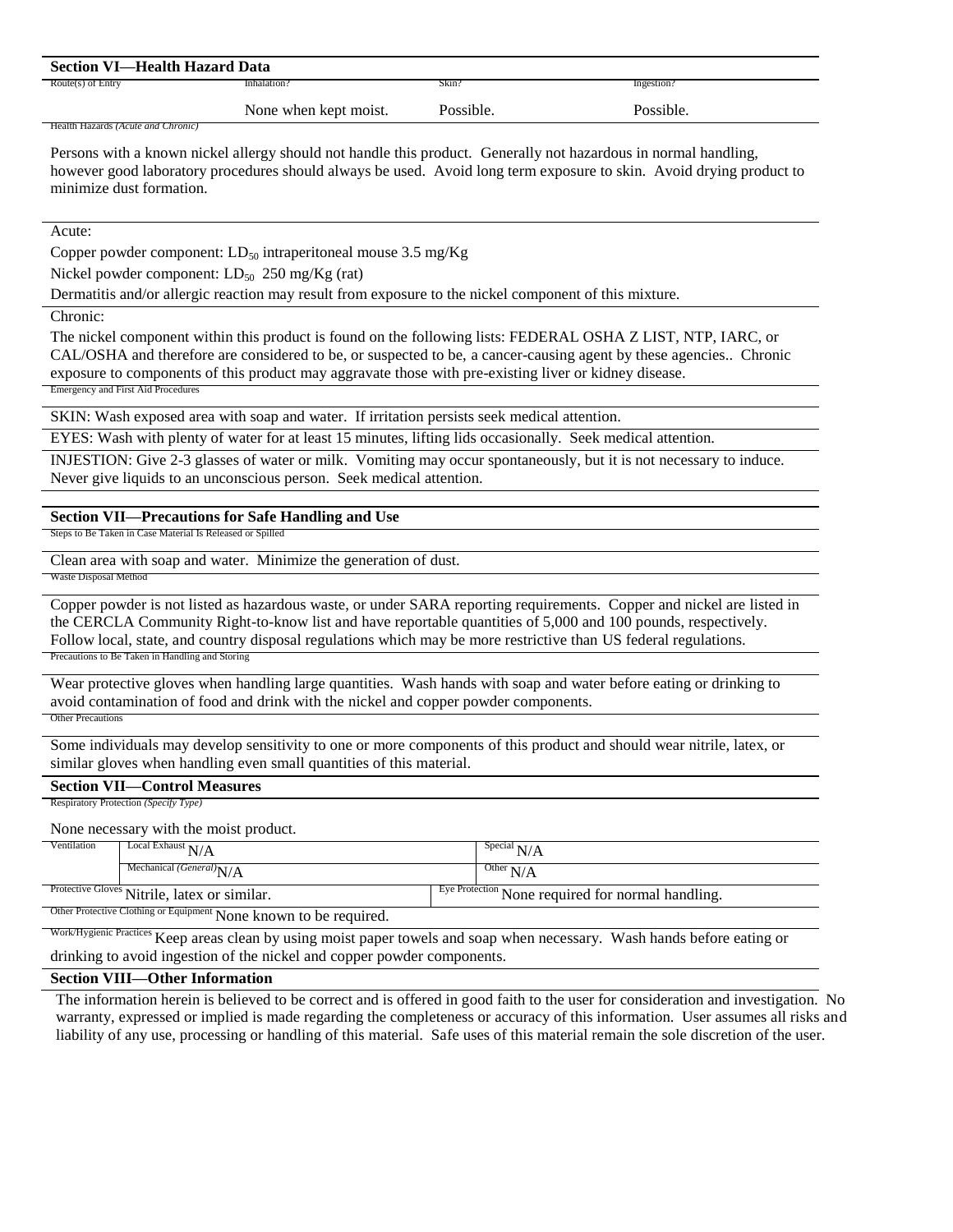## Section VI—Health Hazard Data

| Route(s) of Entry | Inhalation? | Skin? | Ingestion? |
|---|---|---|---|
| | None when kept moist. | Possible. | Possible. |

Health Hazards *(Acute and Chronic)*

Persons with a known nickel allergy should not handle this product. Generally not hazardous in normal handling, however good laboratory procedures should always be used. Avoid long term exposure to skin. Avoid drying product to minimize dust formation.

Acute:

Copper powder component: $LD_{50}$ intraperitoneal mouse 3.5 mg/Kg

Nickel powder component: $LD_{50}$ 250 mg/Kg (rat)

Dermatitis and/or allergic reaction may result from exposure to the nickel component of this mixture.

Chronic:

The nickel component within this product is found on the following lists: FEDERAL OSHA Z LIST, NTP, IARC, or CAL/OSHA and therefore are considered to be, or suspected to be, a cancer-causing agent by these agencies.. Chronic exposure to components of this product may aggravate those with pre-existing liver or kidney disease.

Emergency and First Aid Procedures

SKIN: Wash exposed area with soap and water. If irritation persists seek medical attention.

EYES: Wash with plenty of water for at least 15 minutes, lifting lids occasionally. Seek medical attention.

INJESTION: Give 2-3 glasses of water or milk. Vomiting may occur spontaneously, but it is not necessary to induce. Never give liquids to an unconscious person. Seek medical attention.

## Section VII—Precautions for Safe Handling and Use

Steps to Be Taken in Case Material Is Released or Spilled

Clean area with soap and water. Minimize the generation of dust.

Waste Disposal Method

Copper powder is not listed as hazardous waste, or under SARA reporting requirements. Copper and nickel are listed in the CERCLA Community Right-to-know list and have reportable quantities of 5,000 and 100 pounds, respectively. Follow local, state, and country disposal regulations which may be more restrictive than US federal regulations.

Precautions to Be Taken in Handling and Storing

Wear protective gloves when handling large quantities. Wash hands with soap and water before eating or drinking to avoid contamination of food and drink with the nickel and copper powder components.

Other Precautions

Some individuals may develop sensitivity to one or more components of this product and should wear nitrile, latex, or similar gloves when handling even small quantities of this material.

## Section VII—Control Measures

Respiratory Protection *(Specify Type)*

None necessary with the moist product.

| | | |
|---|---|---|
| Ventilation | Local Exhaust N/A | Special N/A |
| | Mechanical *(General)* N/A | Other N/A |
| Protective Gloves Nitrile, latex or similar. | | Eye Protection None required for normal handling. |

Other Protective Clothing or Equipment None known to be required.

Work/Hygienic Practices Keep areas clean by using moist paper towels and soap when necessary. Wash hands before eating or drinking to avoid ingestion of the nickel and copper powder components.

## Section VIII—Other Information

The information herein is believed to be correct and is offered in good faith to the user for consideration and investigation. No warranty, expressed or implied is made regarding the completeness or accuracy of this information. User assumes all risks and liability of any use, processing or handling of this material. Safe uses of this material remain the sole discretion of the user.